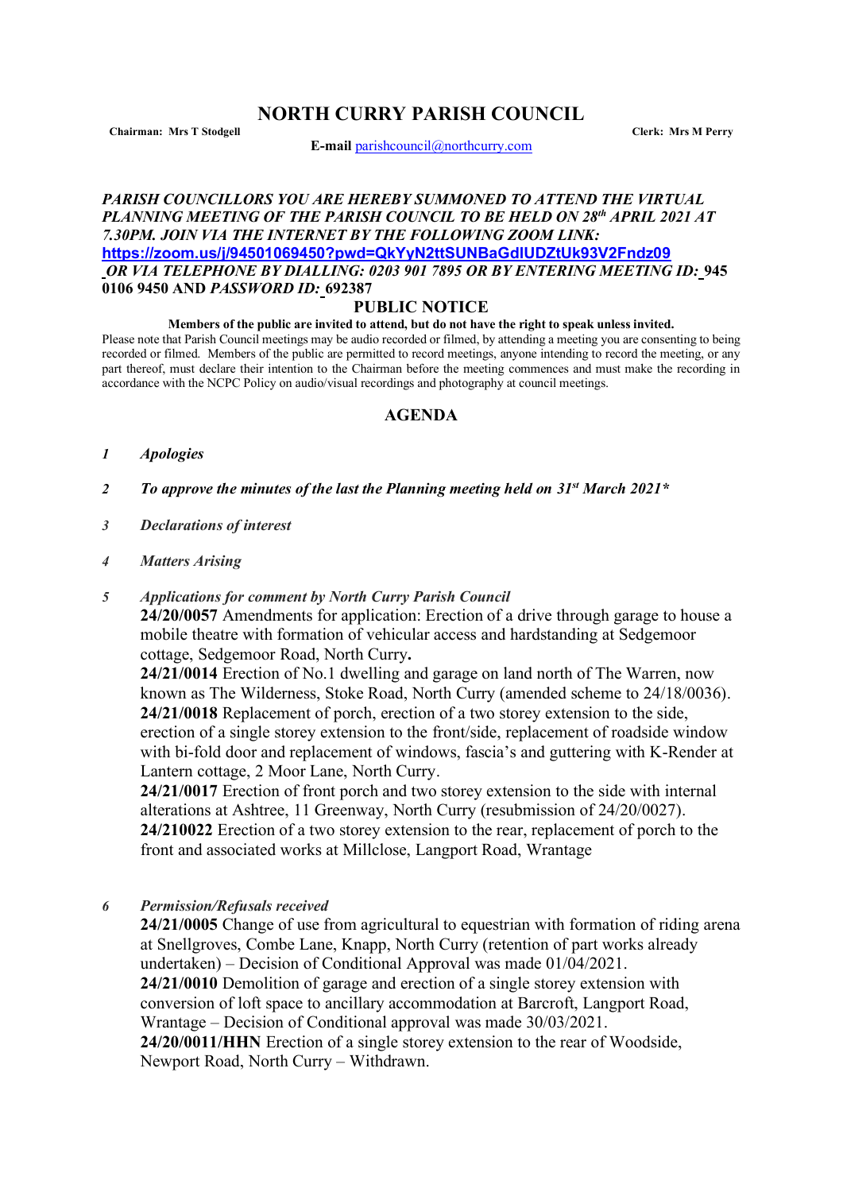# NORTH CURRY PARISH COUNCIL

**Chairman: Mrs T Stodgell** **Clerk: Mrs M Perry**

**E-mail** parishcouncil@northcurry.com

***PARISH COUNCILLORS YOU ARE HEREBY SUMMONED TO ATTEND THE VIRTUAL PLANNING MEETING OF THE PARISH COUNCIL TO BE HELD ON 28th APRIL 2021 AT 7.30PM. JOIN VIA THE INTERNET BY THE FOLLOWING ZOOM LINK:***
**https://zoom.us/j/94501069450?pwd=QkYyN2ttSUNBaGdIUDZtUk93V2Fndz09**
***OR VIA TELEPHONE BY DIALLING: 0203 901 7895 OR BY ENTERING MEETING ID:*** **945 0106 9450 AND** ***PASSWORD ID:*** **692387**

## PUBLIC NOTICE

**Members of the public are invited to attend, but do not have the right to speak unless invited.**

Please note that Parish Council meetings may be audio recorded or filmed, by attending a meeting you are consenting to being recorded or filmed. Members of the public are permitted to record meetings, anyone intending to record the meeting, or any part thereof, must declare their intention to the Chairman before the meeting commences and must make the recording in accordance with the NCPC Policy on audio/visual recordings and photography at council meetings.

## AGENDA

***1 Apologies***

***2 To approve the minutes of the last the Planning meeting held on 31st March 2021****

***3 Declarations of interest***

***4 Matters Arising***

***5 Applications for comment by North Curry Parish Council***

**24/20/0057** Amendments for application: Erection of a drive through garage to house a mobile theatre with formation of vehicular access and hardstanding at Sedgemoor cottage, Sedgemoor Road, North Curry**.**
**24/21/0014** Erection of No.1 dwelling and garage on land north of The Warren, now known as The Wilderness, Stoke Road, North Curry (amended scheme to 24/18/0036).
**24/21/0018** Replacement of porch, erection of a two storey extension to the side, erection of a single storey extension to the front/side, replacement of roadside window with bi-fold door and replacement of windows, fascia's and guttering with K-Render at Lantern cottage, 2 Moor Lane, North Curry.
**24/21/0017** Erection of front porch and two storey extension to the side with internal alterations at Ashtree, 11 Greenway, North Curry (resubmission of 24/20/0027).
**24/210022** Erection of a two storey extension to the rear, replacement of porch to the front and associated works at Millclose, Langport Road, Wrantage

***6 Permission/Refusals received***

**24/21/0005** Change of use from agricultural to equestrian with formation of riding arena at Snellgroves, Combe Lane, Knapp, North Curry (retention of part works already undertaken) – Decision of Conditional Approval was made 01/04/2021.
**24/21/0010** Demolition of garage and erection of a single storey extension with conversion of loft space to ancillary accommodation at Barcroft, Langport Road, Wrantage – Decision of Conditional approval was made 30/03/2021.
**24/20/0011/HHN** Erection of a single storey extension to the rear of Woodside, Newport Road, North Curry – Withdrawn.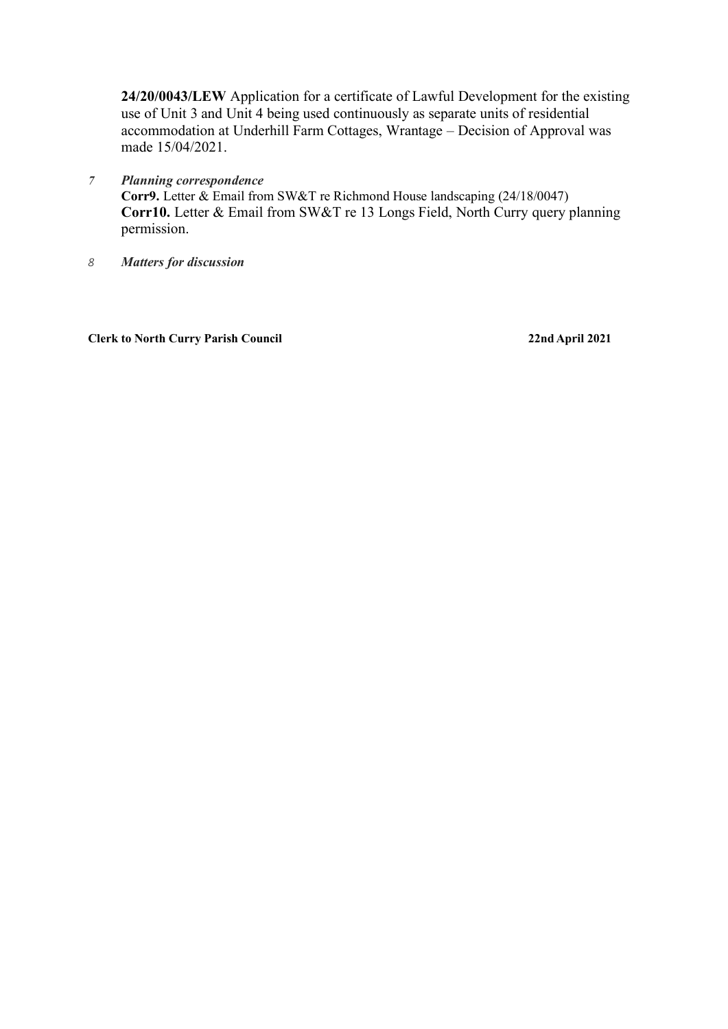**24/20/0043/LEW** Application for a certificate of Lawful Development for the existing use of Unit 3 and Unit 4 being used continuously as separate units of residential accommodation at Underhill Farm Cottages, Wrantage – Decision of Approval was made 15/04/2021.

7 ***Planning correspondence***

**Corr9.** Letter & Email from SW&T re Richmond House landscaping (24/18/0047)

**Corr10.** Letter & Email from SW&T re 13 Longs Field, North Curry query planning permission.

8 ***Matters for discussion***

**Clerk to North Curry Parish Council** **22nd April 2021**